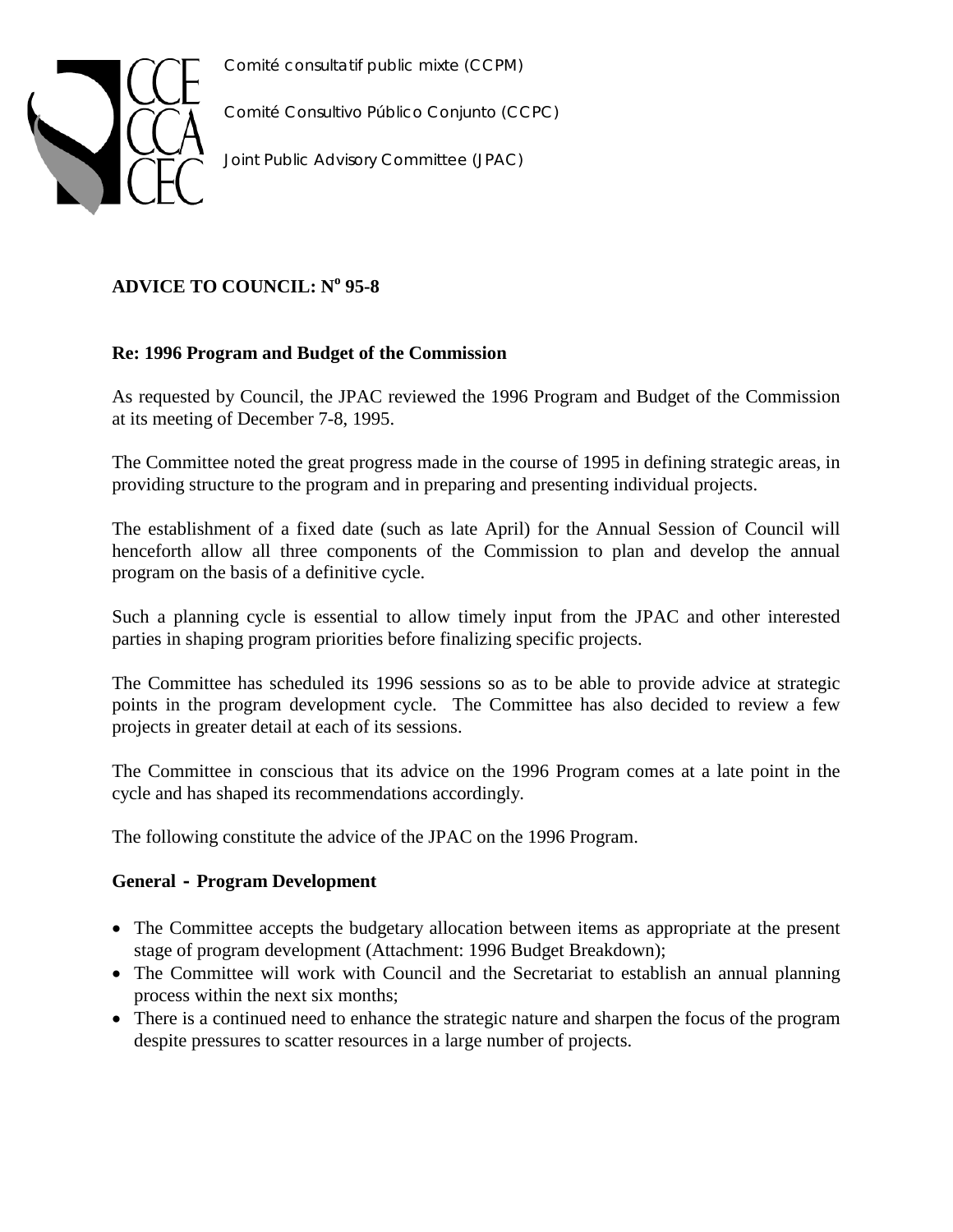Comité consultatif public mixte (CCPM)

Comité Consultivo Público Conjunto (CCPC)

Joint Public Advisory Committee (JPAC)

**ADVICE TO COUNCIL: N$^{o}$ 95-8**

**Re: 1996 Program and Budget of the Commission**

As requested by Council, the JPAC reviewed the 1996 Program and Budget of the Commission at its meeting of December 7-8, 1995.

The Committee noted the great progress made in the course of 1995 in defining strategic areas, in providing structure to the program and in preparing and presenting individual projects.

The establishment of a fixed date (such as late April) for the Annual Session of Council will henceforth allow all three components of the Commission to plan and develop the annual program on the basis of a definitive cycle.

Such a planning cycle is essential to allow timely input from the JPAC and other interested parties in shaping program priorities before finalizing specific projects.

The Committee has scheduled its 1996 sessions so as to be able to provide advice at strategic points in the program development cycle. The Committee has also decided to review a few projects in greater detail at each of its sessions.

The Committee in conscious that its advice on the 1996 Program comes at a late point in the cycle and has shaped its recommendations accordingly.

The following constitute the advice of the JPAC on the 1996 Program.

**General - Program Development**

- The Committee accepts the budgetary allocation between items as appropriate at the present stage of program development (Attachment: 1996 Budget Breakdown);
- The Committee will work with Council and the Secretariat to establish an annual planning process within the next six months;
- There is a continued need to enhance the strategic nature and sharpen the focus of the program despite pressures to scatter resources in a large number of projects.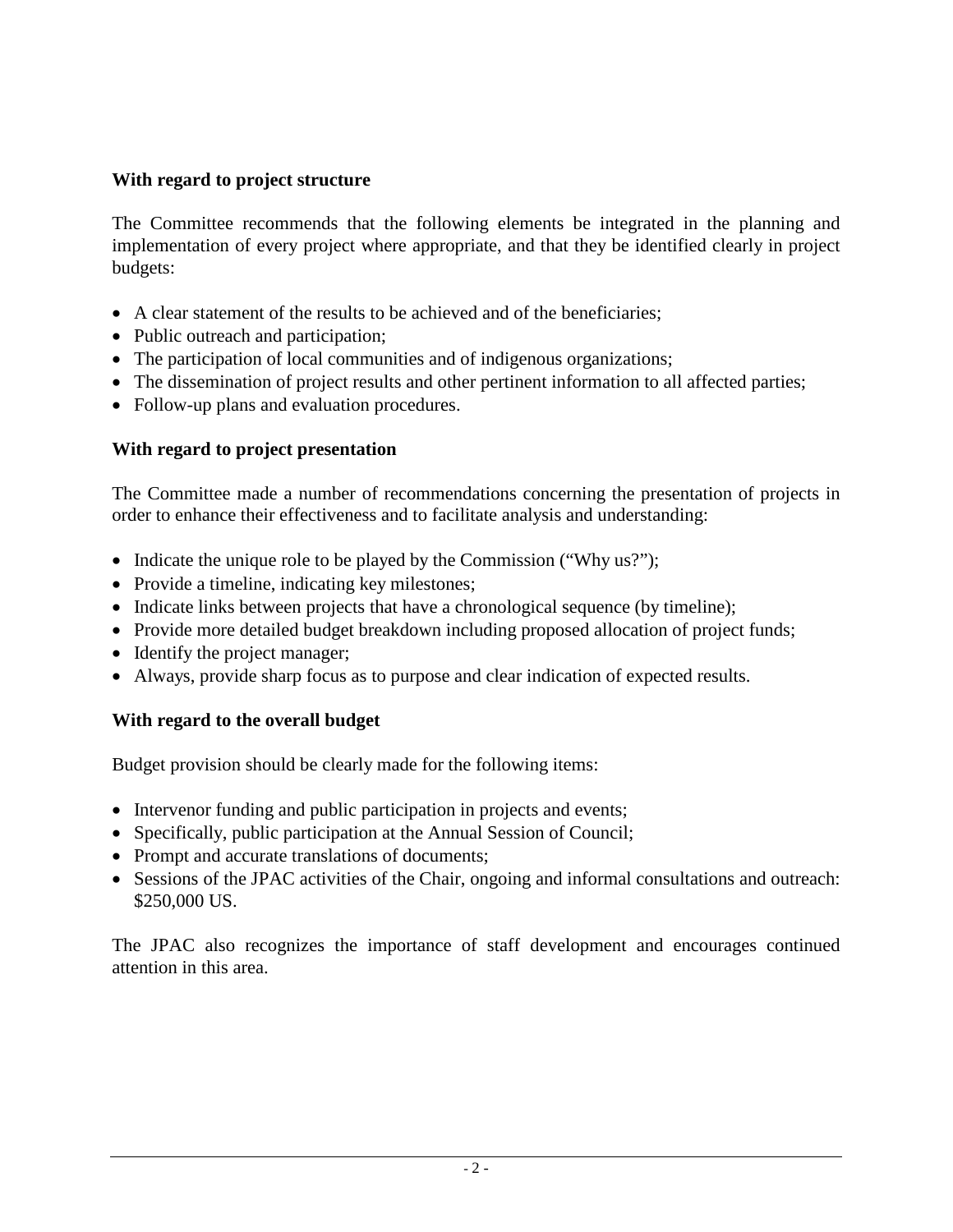**With regard to project structure**

The Committee recommends that the following elements be integrated in the planning and implementation of every project where appropriate, and that they be identified clearly in project budgets:

- A clear statement of the results to be achieved and of the beneficiaries;
- Public outreach and participation;
- The participation of local communities and of indigenous organizations;
- The dissemination of project results and other pertinent information to all affected parties;
- Follow-up plans and evaluation procedures.

**With regard to project presentation**

The Committee made a number of recommendations concerning the presentation of projects in order to enhance their effectiveness and to facilitate analysis and understanding:

- Indicate the unique role to be played by the Commission ("Why us?");
- Provide a timeline, indicating key milestones;
- Indicate links between projects that have a chronological sequence (by timeline);
- Provide more detailed budget breakdown including proposed allocation of project funds;
- Identify the project manager;
- Always, provide sharp focus as to purpose and clear indication of expected results.

**With regard to the overall budget**

Budget provision should be clearly made for the following items:

- Intervenor funding and public participation in projects and events;
- Specifically, public participation at the Annual Session of Council;
- Prompt and accurate translations of documents;
- Sessions of the JPAC activities of the Chair, ongoing and informal consultations and outreach: $250,000 US.

The JPAC also recognizes the importance of staff development and encourages continued attention in this area.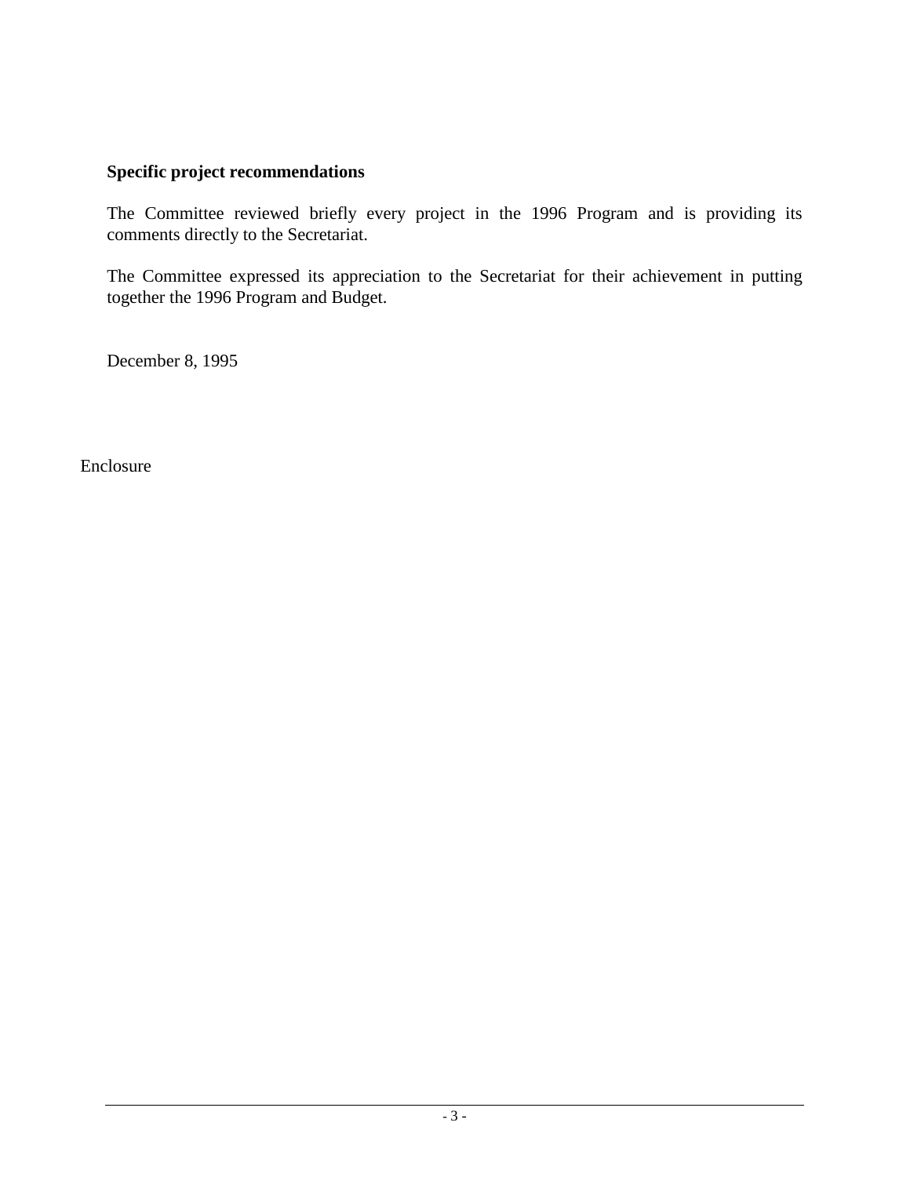**Specific project recommendations**

The Committee reviewed briefly every project in the 1996 Program and is providing its comments directly to the Secretariat.

The Committee expressed its appreciation to the Secretariat for their achievement in putting together the 1996 Program and Budget.

December 8, 1995

Enclosure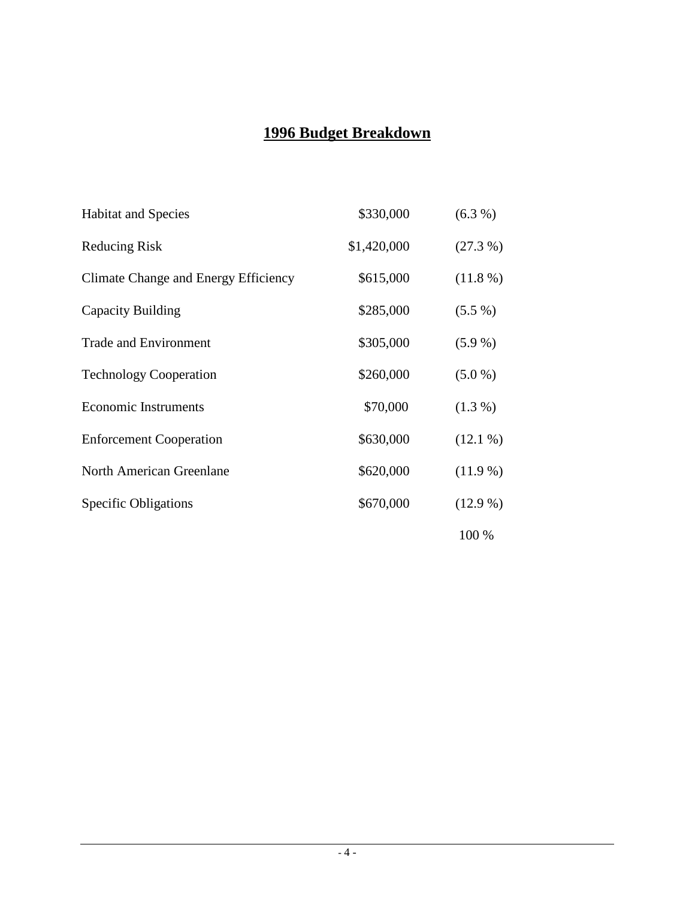# 1996 Budget Breakdown

| | | |
|---|---|---|
| Habitat and Species | $330,000 | (6.3 %) |
| Reducing Risk | $1,420,000 | (27.3 %) |
| Climate Change and Energy Efficiency | $615,000 | (11.8 %) |
| Capacity Building | $285,000 | (5.5 %) |
| Trade and Environment | $305,000 | (5.9 %) |
| Technology Cooperation | $260,000 | (5.0 %) |
| Economic Instruments | $70,000 | (1.3 %) |
| Enforcement Cooperation | $630,000 | (12.1 %) |
| North American Greenlane | $620,000 | (11.9 %) |
| Specific Obligations | $670,000 | (12.9 %) |
| | | 100 % |